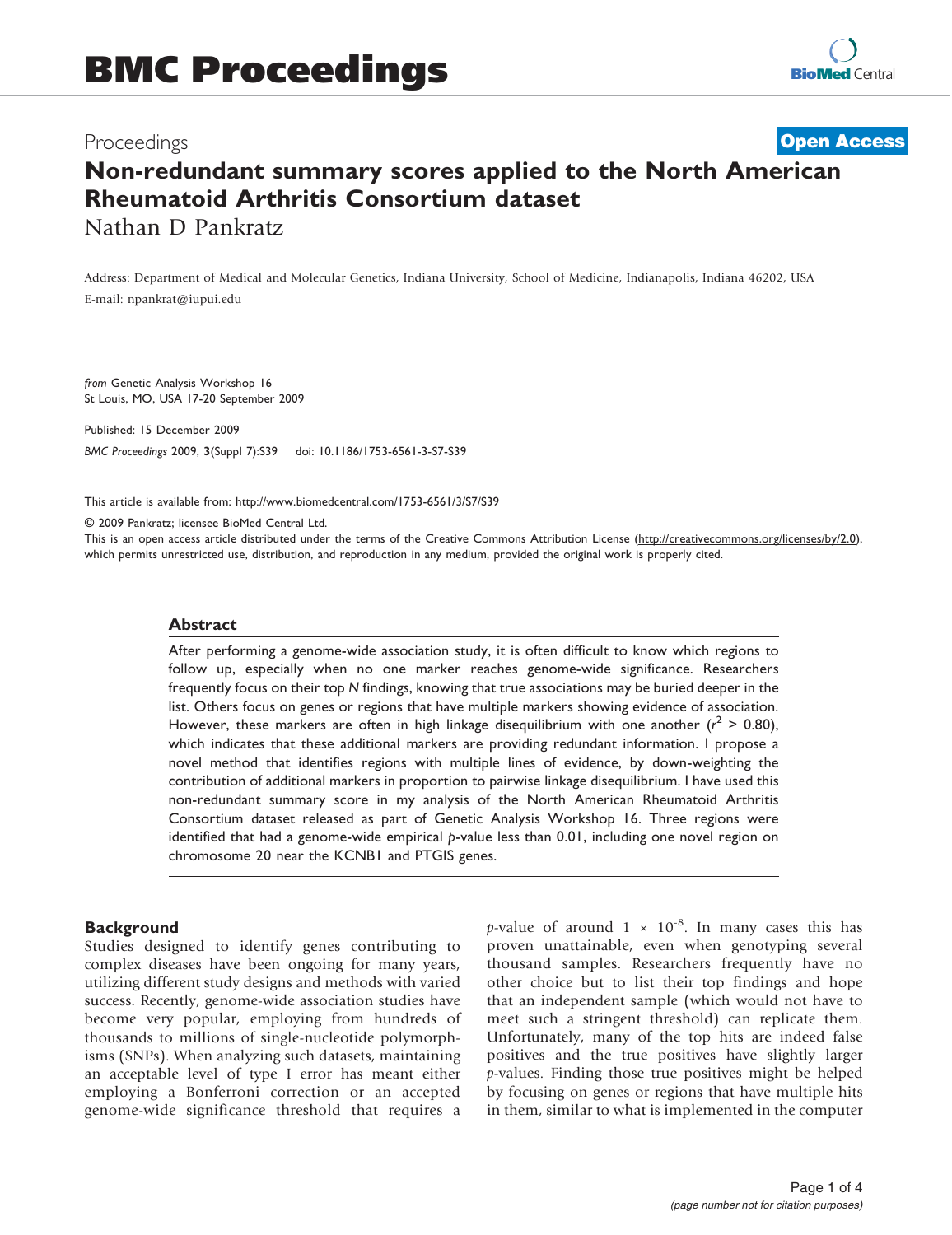# BMC Proceedings

Proceedings **Open Access**

# Non-redundant summary scores applied to the North American Rheumatoid Arthritis Consortium dataset

Nathan D Pankratz

Address: Department of Medical and Molecular Genetics, Indiana University, School of Medicine, Indianapolis, Indiana 46202, USA

E-mail: npankrat@iupui.edu

*from* Genetic Analysis Workshop 16
St Louis, MO, USA 17-20 September 2009

Published: 15 December 2009

*BMC Proceedings* 2009, **3**(Suppl 7):S39 doi: 10.1186/1753-6561-3-S7-S39

This article is available from: http://www.biomedcentral.com/1753-6561/3/S7/S39

© 2009 Pankratz; licensee BioMed Central Ltd.

This is an open access article distributed under the terms of the Creative Commons Attribution License (http://creativecommons.org/licenses/by/2.0), which permits unrestricted use, distribution, and reproduction in any medium, provided the original work is properly cited.

## Abstract

After performing a genome-wide association study, it is often difficult to know which regions to follow up, especially when no one marker reaches genome-wide significance. Researchers frequently focus on their top *N* findings, knowing that true associations may be buried deeper in the list. Others focus on genes or regions that have multiple markers showing evidence of association. However, these markers are often in high linkage disequilibrium with one another ($r^2 > 0.80$), which indicates that these additional markers are providing redundant information. I propose a novel method that identifies regions with multiple lines of evidence, by down-weighting the contribution of additional markers in proportion to pairwise linkage disequilibrium. I have used this non-redundant summary score in my analysis of the North American Rheumatoid Arthritis Consortium dataset released as part of Genetic Analysis Workshop 16. Three regions were identified that had a genome-wide empirical *p*-value less than 0.01, including one novel region on chromosome 20 near the KCNB1 and PTGIS genes.

## Background

Studies designed to identify genes contributing to complex diseases have been ongoing for many years, utilizing different study designs and methods with varied success. Recently, genome-wide association studies have become very popular, employing from hundreds of thousands to millions of single-nucleotide polymorphisms (SNPs). When analyzing such datasets, maintaining an acceptable level of type I error has meant either employing a Bonferroni correction or an accepted genome-wide significance threshold that requires a *p*-value of around $1 \times 10^{-8}$. In many cases this has proven unattainable, even when genotyping several thousand samples. Researchers frequently have no other choice but to list their top findings and hope that an independent sample (which would not have to meet such a stringent threshold) can replicate them. Unfortunately, many of the top hits are indeed false positives and the true positives have slightly larger *p*-values. Finding those true positives might be helped by focusing on genes or regions that have multiple hits in them, similar to what is implemented in the computer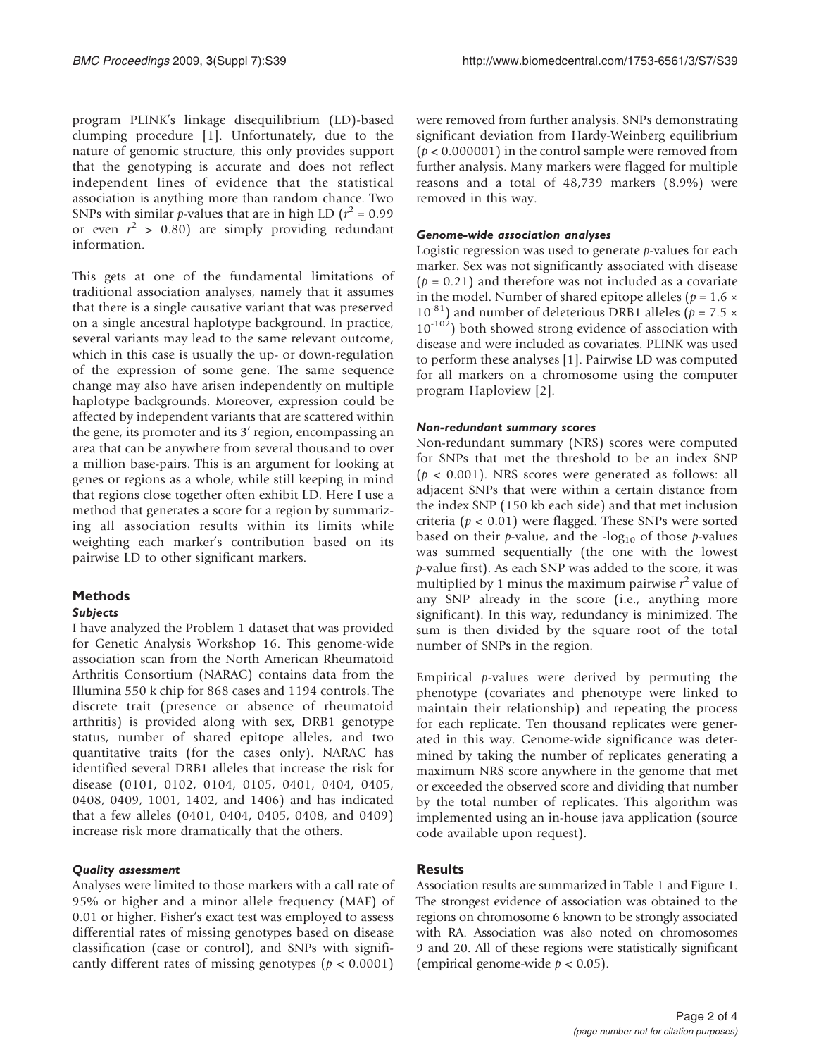program PLINK's linkage disequilibrium (LD)-based clumping procedure [1]. Unfortunately, due to the nature of genomic structure, this only provides support that the genotyping is accurate and does not reflect independent lines of evidence that the statistical association is anything more than random chance. Two SNPs with similar *p*-values that are in high LD ($r^2 = 0.99$ or even $r^2 > 0.80$) are simply providing redundant information.

This gets at one of the fundamental limitations of traditional association analyses, namely that it assumes that there is a single causative variant that was preserved on a single ancestral haplotype background. In practice, several variants may lead to the same relevant outcome, which in this case is usually the up- or down-regulation of the expression of some gene. The same sequence change may also have arisen independently on multiple haplotype backgrounds. Moreover, expression could be affected by independent variants that are scattered within the gene, its promoter and its 3' region, encompassing an area that can be anywhere from several thousand to over a million base-pairs. This is an argument for looking at genes or regions as a whole, while still keeping in mind that regions close together often exhibit LD. Here I use a method that generates a score for a region by summarizing all association results within its limits while weighting each marker's contribution based on its pairwise LD to other significant markers.

## Methods

### Subjects

I have analyzed the Problem 1 dataset that was provided for Genetic Analysis Workshop 16. This genome-wide association scan from the North American Rheumatoid Arthritis Consortium (NARAC) contains data from the Illumina 550 k chip for 868 cases and 1194 controls. The discrete trait (presence or absence of rheumatoid arthritis) is provided along with sex, DRB1 genotype status, number of shared epitope alleles, and two quantitative traits (for the cases only). NARAC has identified several DRB1 alleles that increase the risk for disease (0101, 0102, 0104, 0105, 0401, 0404, 0405, 0408, 0409, 1001, 1402, and 1406) and has indicated that a few alleles (0401, 0404, 0405, 0408, and 0409) increase risk more dramatically that the others.

### Quality assessment

Analyses were limited to those markers with a call rate of 95% or higher and a minor allele frequency (MAF) of 0.01 or higher. Fisher's exact test was employed to assess differential rates of missing genotypes based on disease classification (case or control), and SNPs with significantly different rates of missing genotypes ($p < 0.0001$) were removed from further analysis. SNPs demonstrating significant deviation from Hardy-Weinberg equilibrium ($p < 0.000001$) in the control sample were removed from further analysis. Many markers were flagged for multiple reasons and a total of 48,739 markers (8.9%) were removed in this way.

### Genome-wide association analyses

Logistic regression was used to generate *p*-values for each marker. Sex was not significantly associated with disease ($p = 0.21$) and therefore was not included as a covariate in the model. Number of shared epitope alleles ($p = 1.6 \times 10^{-81}$) and number of deleterious DRB1 alleles ($p = 7.5 \times 10^{-102}$) both showed strong evidence of association with disease and were included as covariates. PLINK was used to perform these analyses [1]. Pairwise LD was computed for all markers on a chromosome using the computer program Haploview [2].

### Non-redundant summary scores

Non-redundant summary (NRS) scores were computed for SNPs that met the threshold to be an index SNP ($p < 0.001$). NRS scores were generated as follows: all adjacent SNPs that were within a certain distance from the index SNP (150 kb each side) and that met inclusion criteria ($p < 0.01$) were flagged. These SNPs were sorted based on their *p*-value, and the $-\log_{10}$ of those *p*-values was summed sequentially (the one with the lowest *p*-value first). As each SNP was added to the score, it was multiplied by 1 minus the maximum pairwise $r^2$ value of any SNP already in the score (i.e., anything more significant). In this way, redundancy is minimized. The sum is then divided by the square root of the total number of SNPs in the region.

Empirical *p*-values were derived by permuting the phenotype (covariates and phenotype were linked to maintain their relationship) and repeating the process for each replicate. Ten thousand replicates were generated in this way. Genome-wide significance was determined by taking the number of replicates generating a maximum NRS score anywhere in the genome that met or exceeded the observed score and dividing that number by the total number of replicates. This algorithm was implemented using an in-house java application (source code available upon request).

## Results

Association results are summarized in Table 1 and Figure 1. The strongest evidence of association was obtained to the regions on chromosome 6 known to be strongly associated with RA. Association was also noted on chromosomes 9 and 20. All of these regions were statistically significant (empirical genome-wide $p < 0.05$).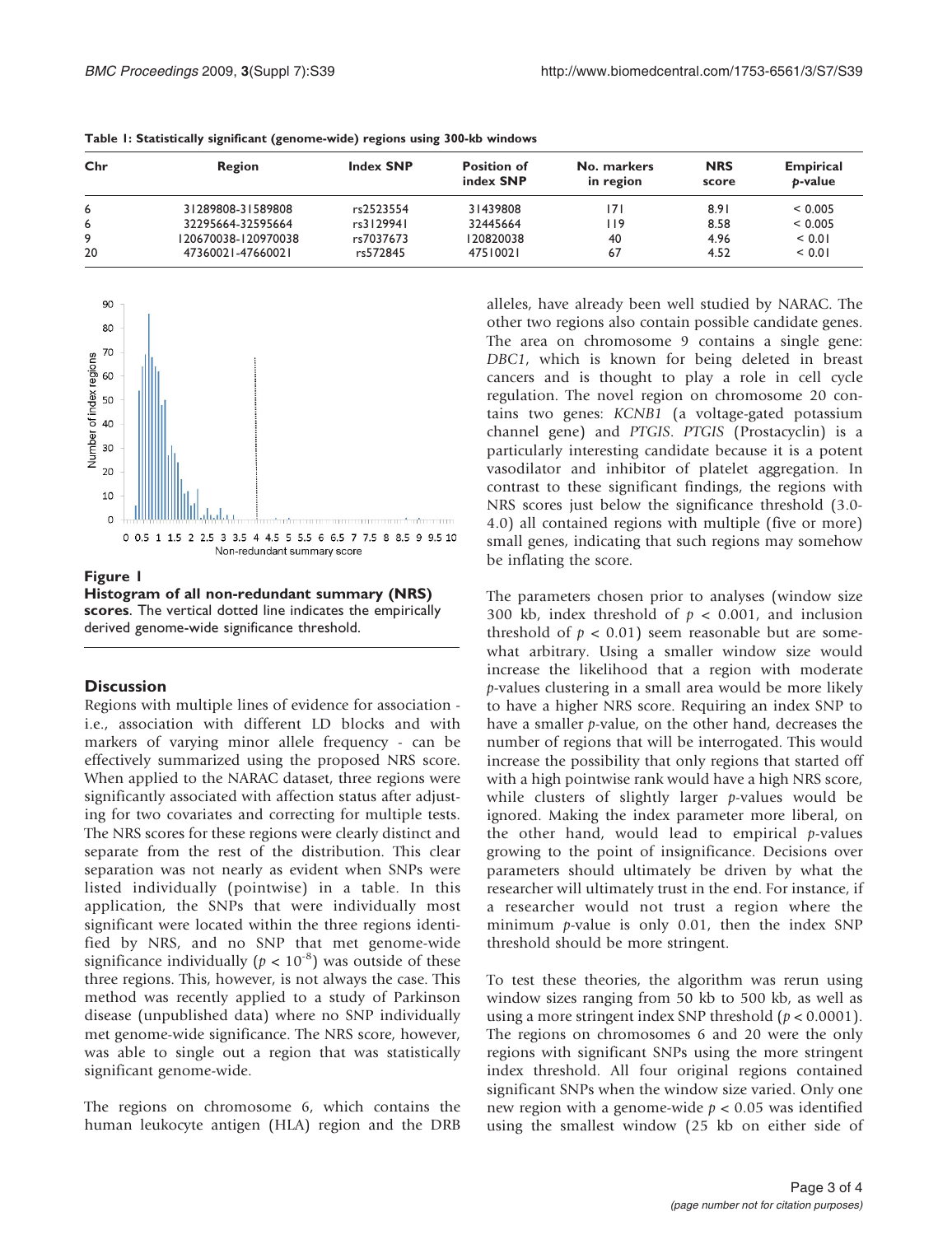**Table 1: Statistically significant (genome-wide) regions using 300-kb windows**

| Chr | Region | Index SNP | Position of index SNP | No. markers in region | NRS score | Empirical *p*-value |
|---|---|---|---|---|---|---|
| 6 | 31289808-31589808 | rs2523554 | 31439808 | 171 | 8.91 | < 0.005 |
| 6 | 32295664-32595664 | rs3129941 | 32445664 | 119 | 8.58 | < 0.005 |
| 9 | 120670038-120970038 | rs7037673 | 120820038 | 40 | 4.96 | < 0.01 |
| 20 | 47360021-47660021 | rs572845 | 47510021 | 67 | 4.52 | < 0.01 |

**Figure 1**

**Histogram of all non-redundant summary (NRS) scores**. The vertical dotted line indicates the empirically derived genome-wide significance threshold.

## Discussion

Regions with multiple lines of evidence for association - i.e., association with different LD blocks and with markers of varying minor allele frequency - can be effectively summarized using the proposed NRS score. When applied to the NARAC dataset, three regions were significantly associated with affection status after adjusting for two covariates and correcting for multiple tests. The NRS scores for these regions were clearly distinct and separate from the rest of the distribution. This clear separation was not nearly as evident when SNPs were listed individually (pointwise) in a table. In this application, the SNPs that were individually most significant were located within the three regions identified by NRS, and no SNP that met genome-wide significance individually ($p < 10^{-8}$) was outside of these three regions. This, however, is not always the case. This method was recently applied to a study of Parkinson disease (unpublished data) where no SNP individually met genome-wide significance. The NRS score, however, was able to single out a region that was statistically significant genome-wide.

The regions on chromosome 6, which contains the human leukocyte antigen (HLA) region and the DRB alleles, have already been well studied by NARAC. The other two regions also contain possible candidate genes. The area on chromosome 9 contains a single gene: *DBC1*, which is known for being deleted in breast cancers and is thought to play a role in cell cycle regulation. The novel region on chromosome 20 contains two genes: *KCNB1* (a voltage-gated potassium channel gene) and *PTGIS*. *PTGIS* (Prostacyclin) is a particularly interesting candidate because it is a potent vasodilator and inhibitor of platelet aggregation. In contrast to these significant findings, the regions with NRS scores just below the significance threshold (3.0-4.0) all contained regions with multiple (five or more) small genes, indicating that such regions may somehow be inflating the score.

The parameters chosen prior to analyses (window size 300 kb, index threshold of $p < 0.001$, and inclusion threshold of $p < 0.01$) seem reasonable but are somewhat arbitrary. Using a smaller window size would increase the likelihood that a region with moderate *p*-values clustering in a small area would be more likely to have a higher NRS score. Requiring an index SNP to have a smaller *p*-value, on the other hand, decreases the number of regions that will be interrogated. This would increase the possibility that only regions that started off with a high pointwise rank would have a high NRS score, while clusters of slightly larger *p*-values would be ignored. Making the index parameter more liberal, on the other hand, would lead to empirical *p*-values growing to the point of insignificance. Decisions over parameters should ultimately be driven by what the researcher will ultimately trust in the end. For instance, if a researcher would not trust a region where the minimum *p*-value is only 0.01, then the index SNP threshold should be more stringent.

To test these theories, the algorithm was rerun using window sizes ranging from 50 kb to 500 kb, as well as using a more stringent index SNP threshold ($p < 0.0001$). The regions on chromosomes 6 and 20 were the only regions with significant SNPs using the more stringent index threshold. All four original regions contained significant SNPs when the window size varied. Only one new region with a genome-wide $p < 0.05$ was identified using the smallest window (25 kb on either side of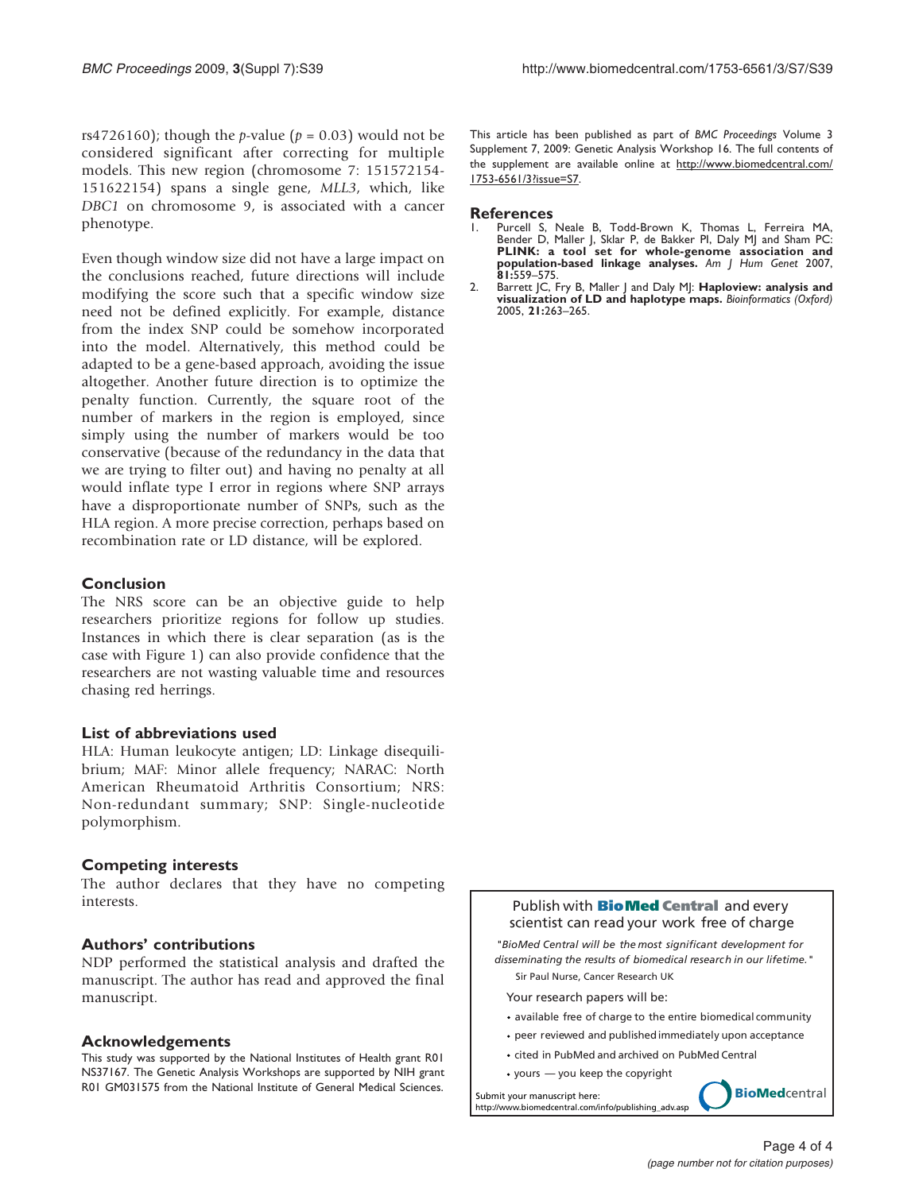rs4726160); though the *p*-value ($p = 0.03$) would not be considered significant after correcting for multiple models. This new region (chromosome 7: 151572154-151622154) spans a single gene, *MLL3*, which, like *DBC1* on chromosome 9, is associated with a cancer phenotype.

Even though window size did not have a large impact on the conclusions reached, future directions will include modifying the score such that a specific window size need not be defined explicitly. For example, distance from the index SNP could be somehow incorporated into the model. Alternatively, this method could be adapted to be a gene-based approach, avoiding the issue altogether. Another future direction is to optimize the penalty function. Currently, the square root of the number of markers in the region is employed, since simply using the number of markers would be too conservative (because of the redundancy in the data that we are trying to filter out) and having no penalty at all would inflate type I error in regions where SNP arrays have a disproportionate number of SNPs, such as the HLA region. A more precise correction, perhaps based on recombination rate or LD distance, will be explored.

## Conclusion

The NRS score can be an objective guide to help researchers prioritize regions for follow up studies. Instances in which there is clear separation (as is the case with Figure 1) can also provide confidence that the researchers are not wasting valuable time and resources chasing red herrings.

## List of abbreviations used

HLA: Human leukocyte antigen; LD: Linkage disequilibrium; MAF: Minor allele frequency; NARAC: North American Rheumatoid Arthritis Consortium; NRS: Non-redundant summary; SNP: Single-nucleotide polymorphism.

## Competing interests

The author declares that they have no competing interests.

## Authors' contributions

NDP performed the statistical analysis and drafted the manuscript. The author has read and approved the final manuscript.

## Acknowledgements

This study was supported by the National Institutes of Health grant R01 NS37167. The Genetic Analysis Workshops are supported by NIH grant R01 GM031575 from the National Institute of General Medical Sciences.

This article has been published as part of *BMC Proceedings* Volume 3 Supplement 7, 2009: Genetic Analysis Workshop 16. The full contents of the supplement are available online at http://www.biomedcentral.com/1753-6561/3?issue=S7.

## References

1. Purcell S, Neale B, Todd-Brown K, Thomas L, Ferreira MA, Bender D, Maller J, Sklar P, de Bakker PI, Daly MJ and Sham PC: **PLINK: a tool set for whole-genome association and population-based linkage analyses.** *Am J Hum Genet* 2007, **81:**559–575.
2. Barrett JC, Fry B, Maller J and Daly MJ: **Haploview: analysis and visualization of LD and haplotype maps.** *Bioinformatics (Oxford)* 2005, **21:**263–265.

Publish with **BioMed Central** and every scientist can read your work free of charge

*"BioMed Central will be the most significant development for disseminating the results of biomedical research in our lifetime."*
Sir Paul Nurse, Cancer Research UK

Your research papers will be:

- available free of charge to the entire biomedical community
- peer reviewed and published immediately upon acceptance
- cited in PubMed and archived on PubMed Central
- yours — you keep the copyright

Submit your manuscript here:
http://www.biomedcentral.com/info/publishing_adv.asp

BioMedcentral